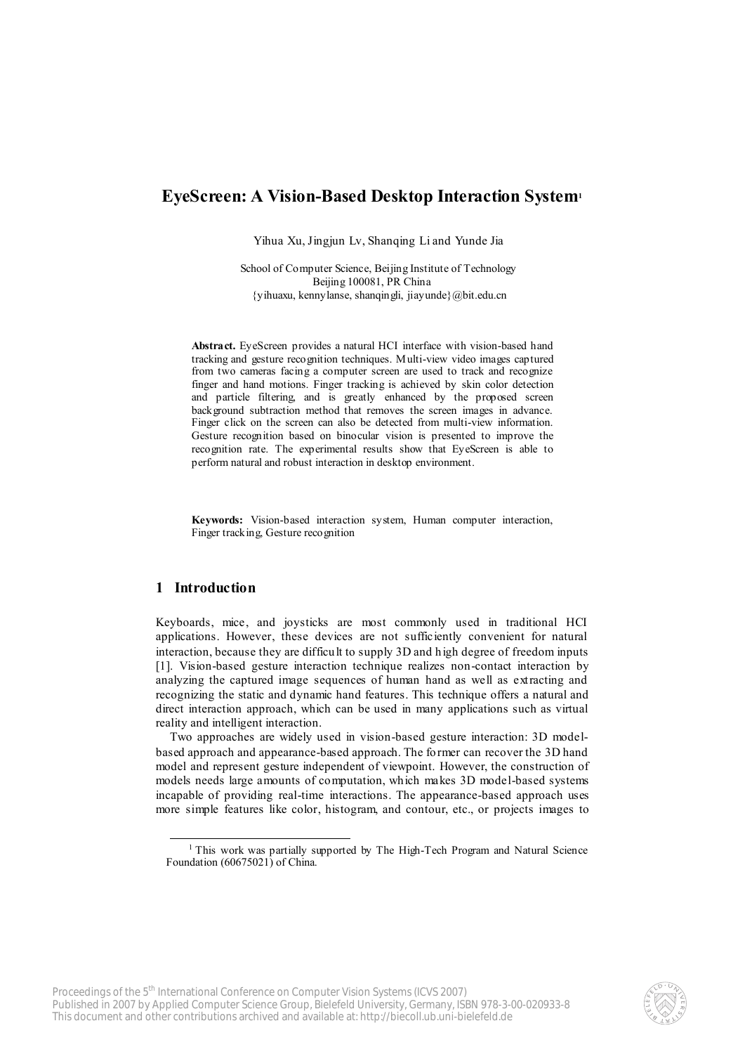# EyeScreen: A Vision-Based Desktop Interaction System[1]

Yihua Xu, Jingjun Lv, Shanqing Li and Yunde Jia

School of Computer Science, Beijing Institute of Technology
Beijing 100081, PR China
{yihuaxu, kennylanse, shanqingli, jiayunde}@bit.edu.cn

**Abstract.** EyeScreen provides a natural HCI interface with vision-based hand tracking and gesture recognition techniques. Multi-view video images captured from two cameras facing a computer screen are used to track and recognize finger and hand motions. Finger tracking is achieved by skin color detection and particle filtering, and is greatly enhanced by the proposed screen background subtraction method that removes the screen images in advance. Finger click on the screen can also be detected from multi-view information. Gesture recognition based on binocular vision is presented to improve the recognition rate. The experimental results show that EyeScreen is able to perform natural and robust interaction in desktop environment.

**Keywords:** Vision-based interaction system, Human computer interaction, Finger tracking, Gesture recognition

## 1 Introduction

Keyboards, mice, and joysticks are most commonly used in traditional HCI applications. However, these devices are not sufficiently convenient for natural interaction, because they are difficult to supply 3D and high degree of freedom inputs [1]. Vision-based gesture interaction technique realizes non-contact interaction by analyzing the captured image sequences of human hand as well as extracting and recognizing the static and dynamic hand features. This technique offers a natural and direct interaction approach, which can be used in many applications such as virtual reality and intelligent interaction.

Two approaches are widely used in vision-based gesture interaction: 3D model-based approach and appearance-based approach. The former can recover the 3D hand model and represent gesture independent of viewpoint. However, the construction of models needs large amounts of computation, which makes 3D model-based systems incapable of providing real-time interactions. The appearance-based approach uses more simple features like color, histogram, and contour, etc., or projects images to

[1] This work was partially supported by The High-Tech Program and Natural Science Foundation (60675021) of China.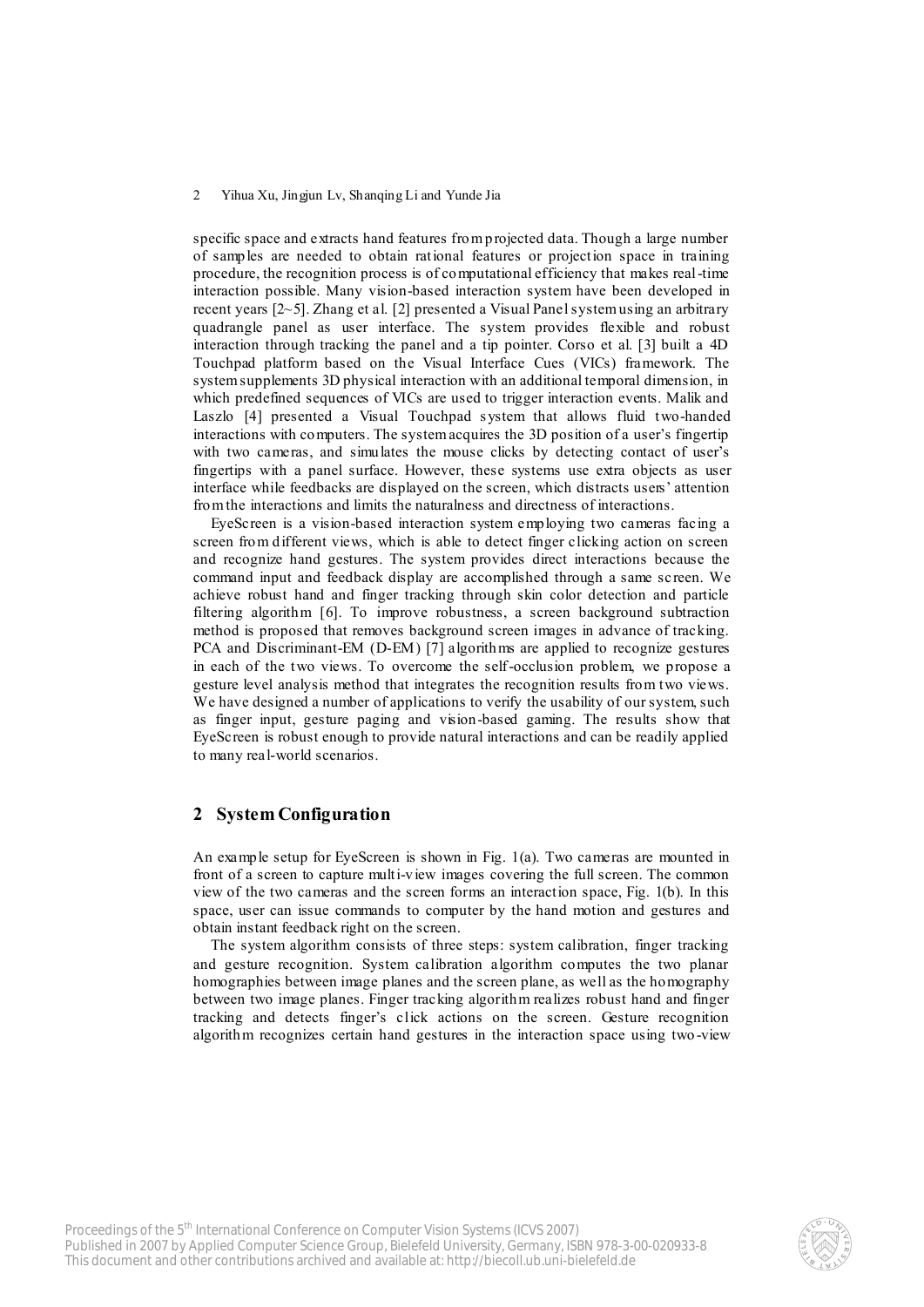specific space and extracts hand features from projected data. Though a large number of samples are needed to obtain rational features or projection space in training procedure, the recognition process is of computational efficiency that makes real-time interaction possible. Many vision-based interaction system have been developed in recent years [2~5]. Zhang et al. [2] presented a Visual Panel system using an arbitrary quadrangle panel as user interface. The system provides flexible and robust interaction through tracking the panel and a tip pointer. Corso et al. [3] built a 4D Touchpad platform based on the Visual Interface Cues (VICs) framework. The system supplements 3D physical interaction with an additional temporal dimension, in which predefined sequences of VICs are used to trigger interaction events. Malik and Laszlo [4] presented a Visual Touchpad system that allows fluid two-handed interactions with computers. The system acquires the 3D position of a user's fingertip with two cameras, and simulates the mouse clicks by detecting contact of user's fingertips with a panel surface. However, these systems use extra objects as user interface while feedbacks are displayed on the screen, which distracts users' attention from the interactions and limits the naturalness and directness of interactions.

EyeScreen is a vision-based interaction system employing two cameras facing a screen from different views, which is able to detect finger clicking action on screen and recognize hand gestures. The system provides direct interactions because the command input and feedback display are accomplished through a same screen. We achieve robust hand and finger tracking through skin color detection and particle filtering algorithm [6]. To improve robustness, a screen background subtraction method is proposed that removes background screen images in advance of tracking. PCA and Discriminant-EM (D-EM) [7] algorithms are applied to recognize gestures in each of the two views. To overcome the self-occlusion problem, we propose a gesture level analysis method that integrates the recognition results from two views. We have designed a number of applications to verify the usability of our system, such as finger input, gesture paging and vision-based gaming. The results show that EyeScreen is robust enough to provide natural interactions and can be readily applied to many real-world scenarios.

## 2 System Configuration

An example setup for EyeScreen is shown in Fig. 1(a). Two cameras are mounted in front of a screen to capture multi-view images covering the full screen. The common view of the two cameras and the screen forms an interaction space, Fig. 1(b). In this space, user can issue commands to computer by the hand motion and gestures and obtain instant feedback right on the screen.

The system algorithm consists of three steps: system calibration, finger tracking and gesture recognition. System calibration algorithm computes the two planar homographies between image planes and the screen plane, as well as the homography between two image planes. Finger tracking algorithm realizes robust hand and finger tracking and detects finger's click actions on the screen. Gesture recognition algorithm recognizes certain hand gestures in the interaction space using two-view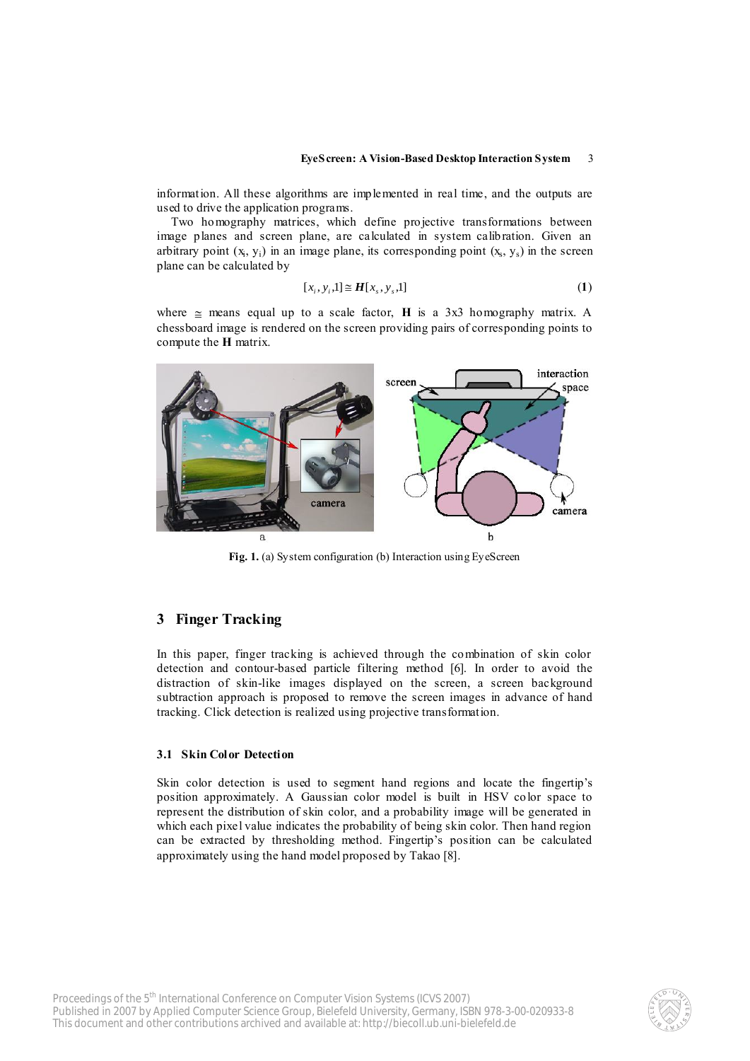information. All these algorithms are implemented in real time, and the outputs are used to drive the application programs.

Two homography matrices, which define projective transformations between image planes and screen plane, are calculated in system calibration. Given an arbitrary point ($x_i$, $y_i$) in an image plane, its corresponding point ($x_s$, $y_s$) in the screen plane can be calculated by

$$[x_i, y_i, 1] \cong \boldsymbol{H}[x_s, y_s, 1] \tag{1}$$

where $\cong$ means equal up to a scale factor, **H** is a 3x3 homography matrix. A chessboard image is rendered on the screen providing pairs of corresponding points to compute the **H** matrix.

**Fig. 1.** (a) System configuration (b) Interaction using EyeScreen

## 3 Finger Tracking

In this paper, finger tracking is achieved through the combination of skin color detection and contour-based particle filtering method [6]. In order to avoid the distraction of skin-like images displayed on the screen, a screen background subtraction approach is proposed to remove the screen images in advance of hand tracking. Click detection is realized using projective transformation.

### 3.1 Skin Color Detection

Skin color detection is used to segment hand regions and locate the fingertip's position approximately. A Gaussian color model is built in HSV color space to represent the distribution of skin color, and a probability image will be generated in which each pixel value indicates the probability of being skin color. Then hand region can be extracted by thresholding method. Fingertip's position can be calculated approximately using the hand model proposed by Takao [8].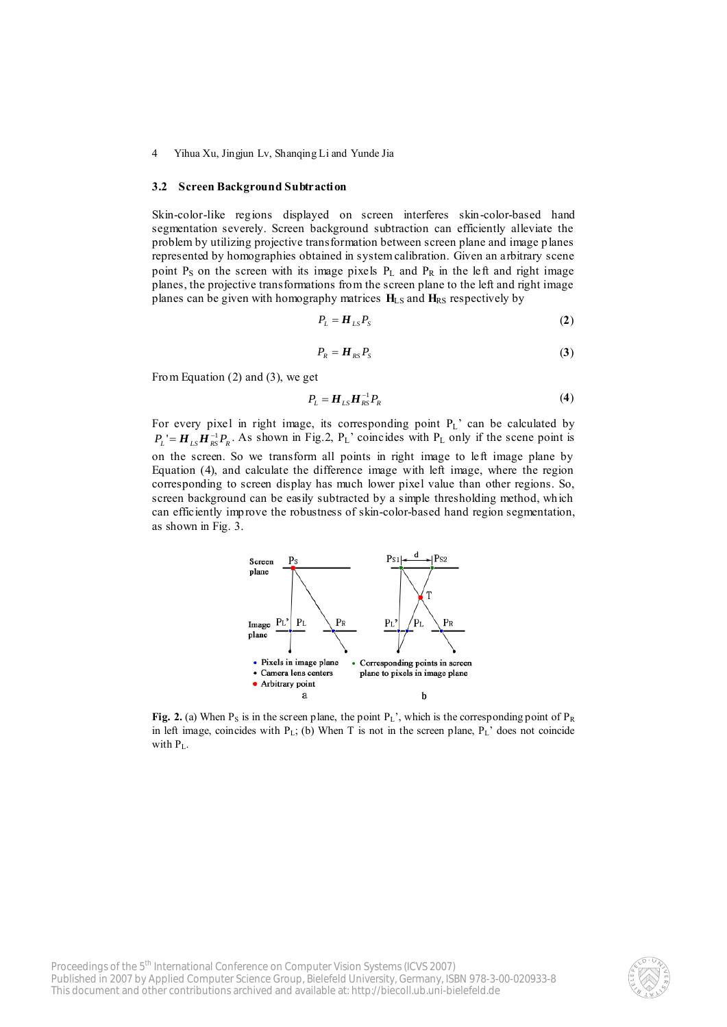### 3.2 Screen Background Subtraction

Skin-color-like regions displayed on screen interferes skin-color-based hand segmentation severely. Screen background subtraction can efficiently alleviate the problem by utilizing projective transformation between screen plane and image planes represented by homographies obtained in system calibration. Given an arbitrary scene point $P_S$ on the screen with its image pixels $P_L$ and $P_R$ in the left and right image planes, the projective transformations from the screen plane to the left and right image planes can be given with homography matrices $\mathbf{H}_{LS}$ and $\mathbf{H}_{RS}$ respectively by

$$P_L = \boldsymbol{H}_{LS} P_S \tag{2}$$

$$P_R = \boldsymbol{H}_{RS} P_S \tag{3}$$

From Equation (2) and (3), we get

$$P_L = \boldsymbol{H}_{LS} \boldsymbol{H}_{RS}^{-1} P_R \tag{4}$$

For every pixel in right image, its corresponding point $P_L$' can be calculated by $P_L' = \boldsymbol{H}_{LS} \boldsymbol{H}_{RS}^{-1} P_R$. As shown in Fig.2, $P_L$' coincides with $P_L$ only if the scene point is on the screen. So we transform all points in right image to left image plane by Equation (4), and calculate the difference image with left image, where the region corresponding to screen display has much lower pixel value than other regions. So, screen background can be easily subtracted by a simple thresholding method, which can efficiently improve the robustness of skin-color-based hand region segmentation, as shown in Fig. 3.

**Fig. 2.** (a) When $P_S$ is in the screen plane, the point $P_L$', which is the corresponding point of $P_R$ in left image, coincides with $P_L$; (b) When T is not in the screen plane, $P_L$' does not coincide with $P_L$.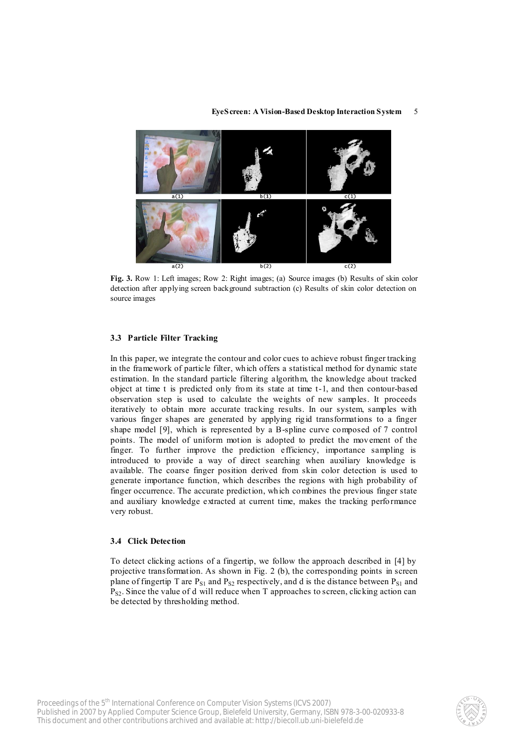**Fig. 3.** Row 1: Left images; Row 2: Right images; (a) Source images (b) Results of skin color detection after applying screen background subtraction (c) Results of skin color detection on source images

### 3.3 Particle Filter Tracking

In this paper, we integrate the contour and color cues to achieve robust finger tracking in the framework of particle filter, which offers a statistical method for dynamic state estimation. In the standard particle filtering algorithm, the knowledge about tracked object at time t is predicted only from its state at time t-1, and then contour-based observation step is used to calculate the weights of new samples. It proceeds iteratively to obtain more accurate tracking results. In our system, samples with various finger shapes are generated by applying rigid transformations to a finger shape model [9], which is represented by a B-spline curve composed of 7 control points. The model of uniform motion is adopted to predict the movement of the finger. To further improve the prediction efficiency, importance sampling is introduced to provide a way of direct searching when auxiliary knowledge is available. The coarse finger position derived from skin color detection is used to generate importance function, which describes the regions with high probability of finger occurrence. The accurate prediction, which combines the previous finger state and auxiliary knowledge extracted at current time, makes the tracking performance very robust.

### 3.4 Click Detection

To detect clicking actions of a fingertip, we follow the approach described in [4] by projective transformation. As shown in Fig. 2 (b), the corresponding points in screen plane of fingertip T are $P_{S1}$ and $P_{S2}$ respectively, and d is the distance between $P_{S1}$ and $P_{S2}$. Since the value of d will reduce when T approaches to screen, clicking action can be detected by thresholding method.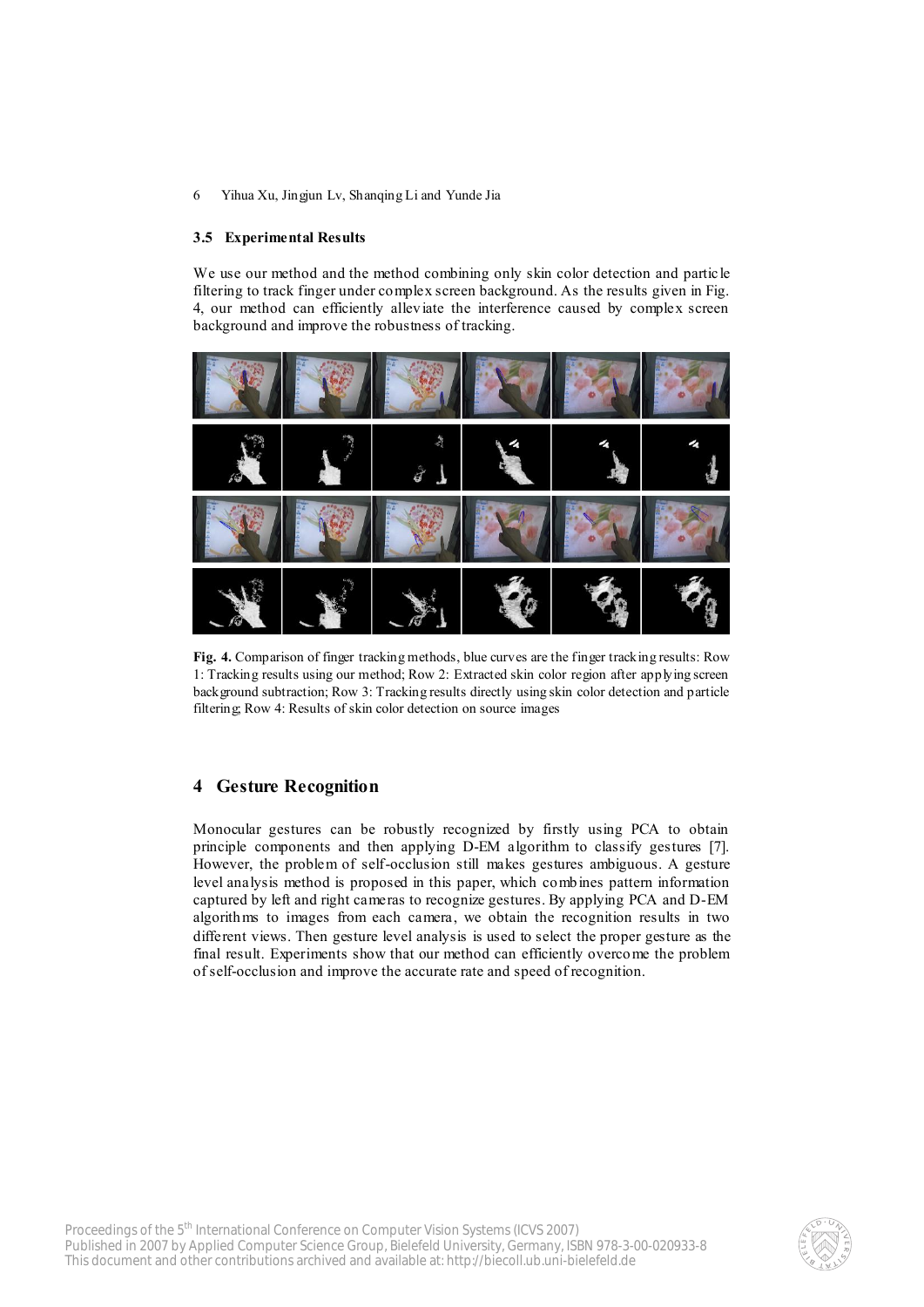### 3.5 Experimental Results

We use our method and the method combining only skin color detection and particle filtering to track finger under complex screen background. As the results given in Fig. 4, our method can efficiently alleviate the interference caused by complex screen background and improve the robustness of tracking.

**Fig. 4.** Comparison of finger tracking methods, blue curves are the finger tracking results: Row 1: Tracking results using our method; Row 2: Extracted skin color region after applying screen background subtraction; Row 3: Tracking results directly using skin color detection and particle filtering; Row 4: Results of skin color detection on source images

## 4 Gesture Recognition

Monocular gestures can be robustly recognized by firstly using PCA to obtain principle components and then applying D-EM algorithm to classify gestures [7]. However, the problem of self-occlusion still makes gestures ambiguous. A gesture level analysis method is proposed in this paper, which combines pattern information captured by left and right cameras to recognize gestures. By applying PCA and D-EM algorithms to images from each camera, we obtain the recognition results in two different views. Then gesture level analysis is used to select the proper gesture as the final result. Experiments show that our method can efficiently overcome the problem of self-occlusion and improve the accurate rate and speed of recognition.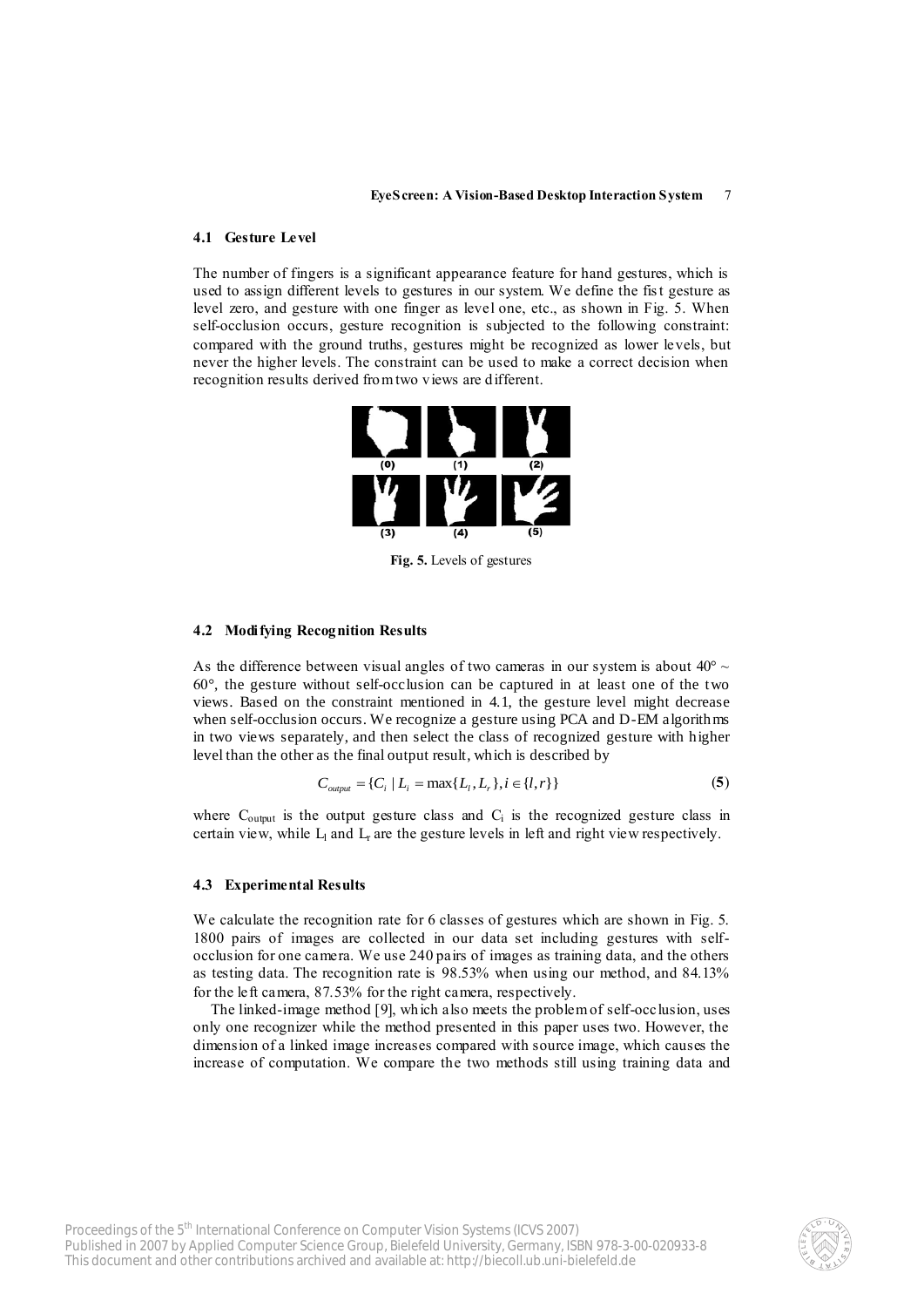### 4.1 Gesture Level

The number of fingers is a significant appearance feature for hand gestures, which is used to assign different levels to gestures in our system. We define the fist gesture as level zero, and gesture with one finger as level one, etc., as shown in Fig. 5. When self-occlusion occurs, gesture recognition is subjected to the following constraint: compared with the ground truths, gestures might be recognized as lower levels, but never the higher levels. The constraint can be used to make a correct decision when recognition results derived from two views are different.

**Fig. 5.** Levels of gestures

### 4.2 Modifying Recognition Results

As the difference between visual angles of two cameras in our system is about 40° ~ 60°, the gesture without self-occlusion can be captured in at least one of the two views. Based on the constraint mentioned in 4.1, the gesture level might decrease when self-occlusion occurs. We recognize a gesture using PCA and D-EM algorithms in two views separately, and then select the class of recognized gesture with higher level than the other as the final output result, which is described by

$$C_{output} = \{C_i \mid L_i = \max\{L_l, L_r\}, i \in \{l, r\}\} \quad (5)$$

where $C_{output}$ is the output gesture class and $C_i$ is the recognized gesture class in certain view, while $L_l$ and $L_r$ are the gesture levels in left and right view respectively.

### 4.3 Experimental Results

We calculate the recognition rate for 6 classes of gestures which are shown in Fig. 5. 1800 pairs of images are collected in our data set including gestures with self-occlusion for one camera. We use 240 pairs of images as training data, and the others as testing data. The recognition rate is 98.53% when using our method, and 84.13% for the left camera, 87.53% for the right camera, respectively.

The linked-image method [9], which also meets the problem of self-occlusion, uses only one recognizer while the method presented in this paper uses two. However, the dimension of a linked image increases compared with source image, which causes the increase of computation. We compare the two methods still using training data and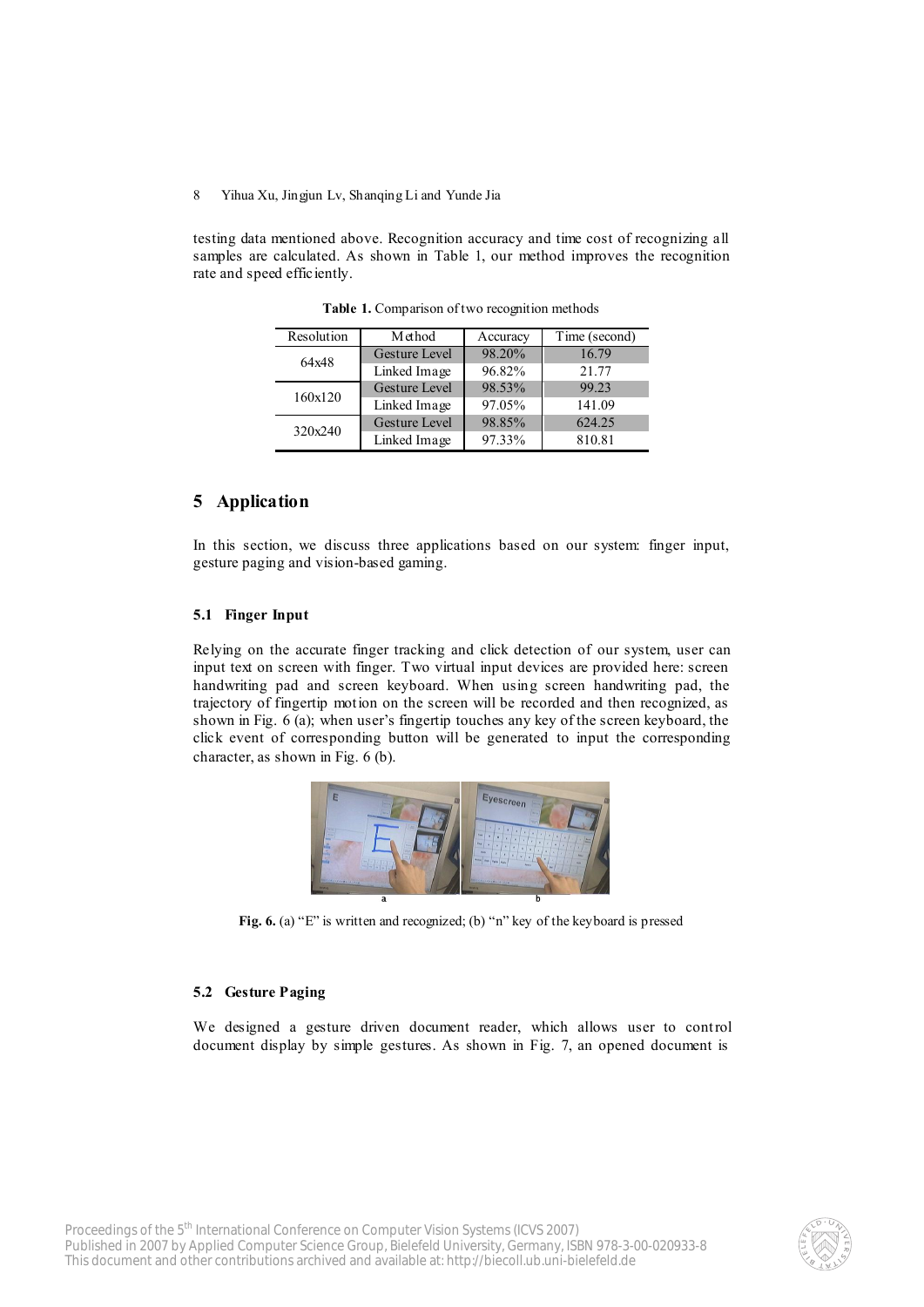testing data mentioned above. Recognition accuracy and time cost of recognizing all samples are calculated. As shown in Table 1, our method improves the recognition rate and speed efficiently.

**Table 1.** Comparison of two recognition methods

| Resolution | Method | Accuracy | Time (second) |
|---|---|---|---|
| 64x48 | Gesture Level | 98.20% | 16.79 |
| | Linked Image | 96.82% | 21.77 |
| 160x120 | Gesture Level | 98.53% | 99.23 |
| | Linked Image | 97.05% | 141.09 |
| 320x240 | Gesture Level | 98.85% | 624.25 |
| | Linked Image | 97.33% | 810.81 |

## 5 Application

In this section, we discuss three applications based on our system: finger input, gesture paging and vision-based gaming.

### 5.1 Finger Input

Relying on the accurate finger tracking and click detection of our system, user can input text on screen with finger. Two virtual input devices are provided here: screen handwriting pad and screen keyboard. When using screen handwriting pad, the trajectory of fingertip motion on the screen will be recorded and then recognized, as shown in Fig. 6 (a); when user's fingertip touches any key of the screen keyboard, the click event of corresponding button will be generated to input the corresponding character, as shown in Fig. 6 (b).

**Fig. 6.** (a) "E" is written and recognized; (b) "n" key of the keyboard is pressed

### 5.2 Gesture Paging

We designed a gesture driven document reader, which allows user to control document display by simple gestures. As shown in Fig. 7, an opened document is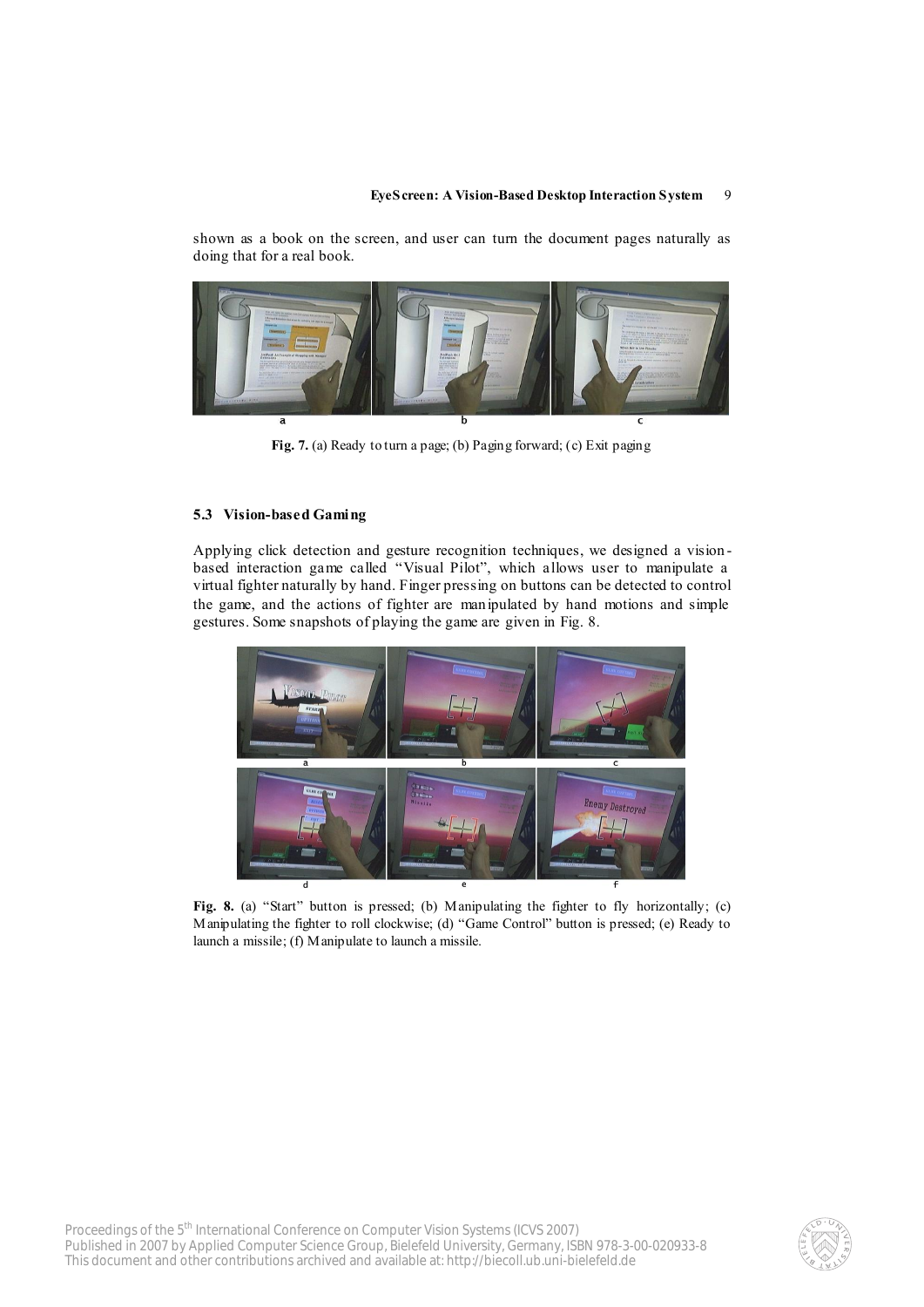shown as a book on the screen, and user can turn the document pages naturally as doing that for a real book.

**Fig. 7.** (a) Ready to turn a page; (b) Paging forward; (c) Exit paging

### 5.3 Vision-based Gaming

Applying click detection and gesture recognition techniques, we designed a vision-based interaction game called "Visual Pilot", which allows user to manipulate a virtual fighter naturally by hand. Finger pressing on buttons can be detected to control the game, and the actions of fighter are manipulated by hand motions and simple gestures. Some snapshots of playing the game are given in Fig. 8.

**Fig. 8.** (a) "Start" button is pressed; (b) Manipulating the fighter to fly horizontally; (c) Manipulating the fighter to roll clockwise; (d) "Game Control" button is pressed; (e) Ready to launch a missile; (f) Manipulate to launch a missile.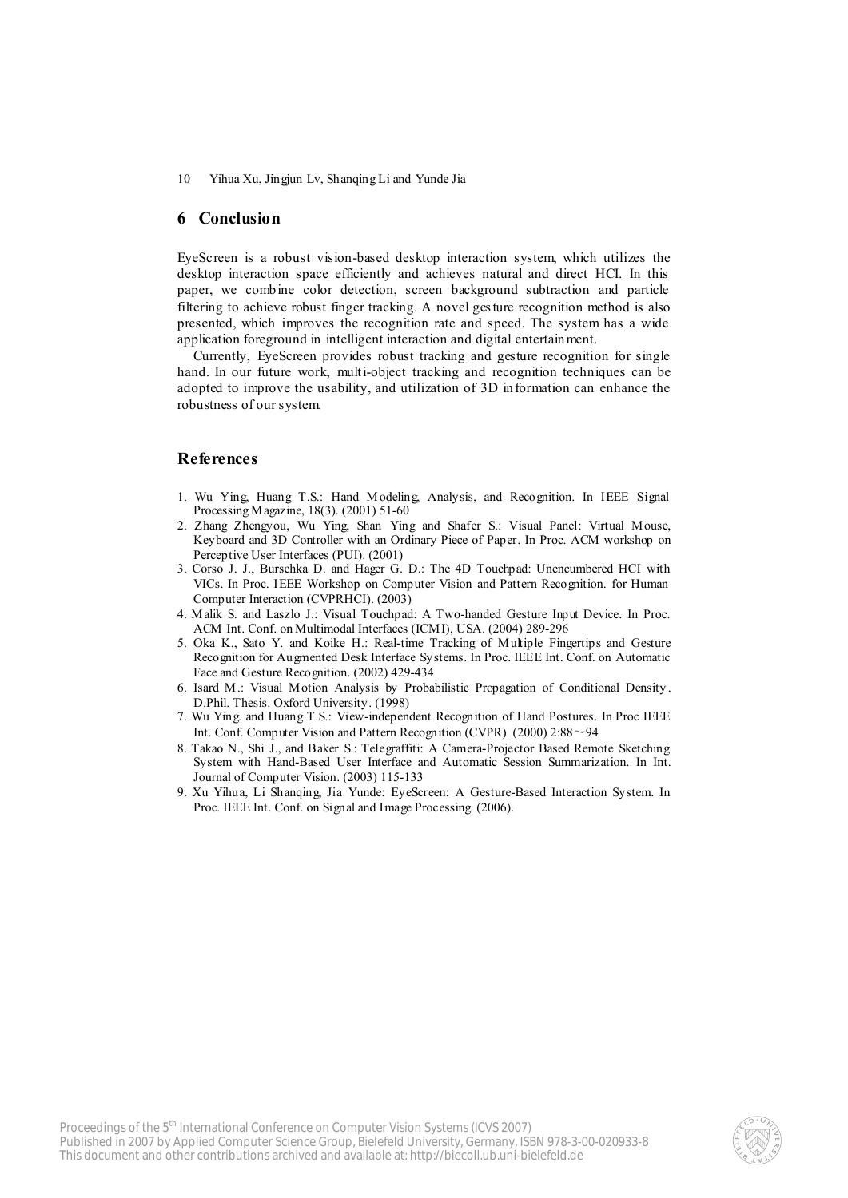## 6 Conclusion

EyeScreen is a robust vision-based desktop interaction system, which utilizes the desktop interaction space efficiently and achieves natural and direct HCI. In this paper, we combine color detection, screen background subtraction and particle filtering to achieve robust finger tracking. A novel gesture recognition method is also presented, which improves the recognition rate and speed. The system has a wide application foreground in intelligent interaction and digital entertainment.

Currently, EyeScreen provides robust tracking and gesture recognition for single hand. In our future work, multi-object tracking and recognition techniques can be adopted to improve the usability, and utilization of 3D information can enhance the robustness of our system.

## References

1. Wu Ying, Huang T.S.: Hand Modeling, Analysis, and Recognition. In IEEE Signal Processing Magazine, 18(3). (2001) 51-60
2. Zhang Zhengyou, Wu Ying, Shan Ying and Shafer S.: Visual Panel: Virtual Mouse, Keyboard and 3D Controller with an Ordinary Piece of Paper. In Proc. ACM workshop on Perceptive User Interfaces (PUI). (2001)
3. Corso J. J., Burschka D. and Hager G. D.: The 4D Touchpad: Unencumbered HCI with VICs. In Proc. IEEE Workshop on Computer Vision and Pattern Recognition. for Human Computer Interaction (CVPRHCI). (2003)
4. Malik S. and Laszlo J.: Visual Touchpad: A Two-handed Gesture Input Device. In Proc. ACM Int. Conf. on Multimodal Interfaces (ICMI), USA. (2004) 289-296
5. Oka K., Sato Y. and Koike H.: Real-time Tracking of Multiple Fingertips and Gesture Recognition for Augmented Desk Interface Systems. In Proc. IEEE Int. Conf. on Automatic Face and Gesture Recognition. (2002) 429-434
6. Isard M.: Visual Motion Analysis by Probabilistic Propagation of Conditional Density. D.Phil. Thesis. Oxford University. (1998)
7. Wu Ying. and Huang T.S.: View-independent Recognition of Hand Postures. In Proc IEEE Int. Conf. Computer Vision and Pattern Recognition (CVPR). (2000) 2:88～94
8. Takao N., Shi J., and Baker S.: Telegraffiti: A Camera-Projector Based Remote Sketching System with Hand-Based User Interface and Automatic Session Summarization. In Int. Journal of Computer Vision. (2003) 115-133
9. Xu Yihua, Li Shanqing, Jia Yunde: EyeScreen: A Gesture-Based Interaction System. In Proc. IEEE Int. Conf. on Signal and Image Processing. (2006).